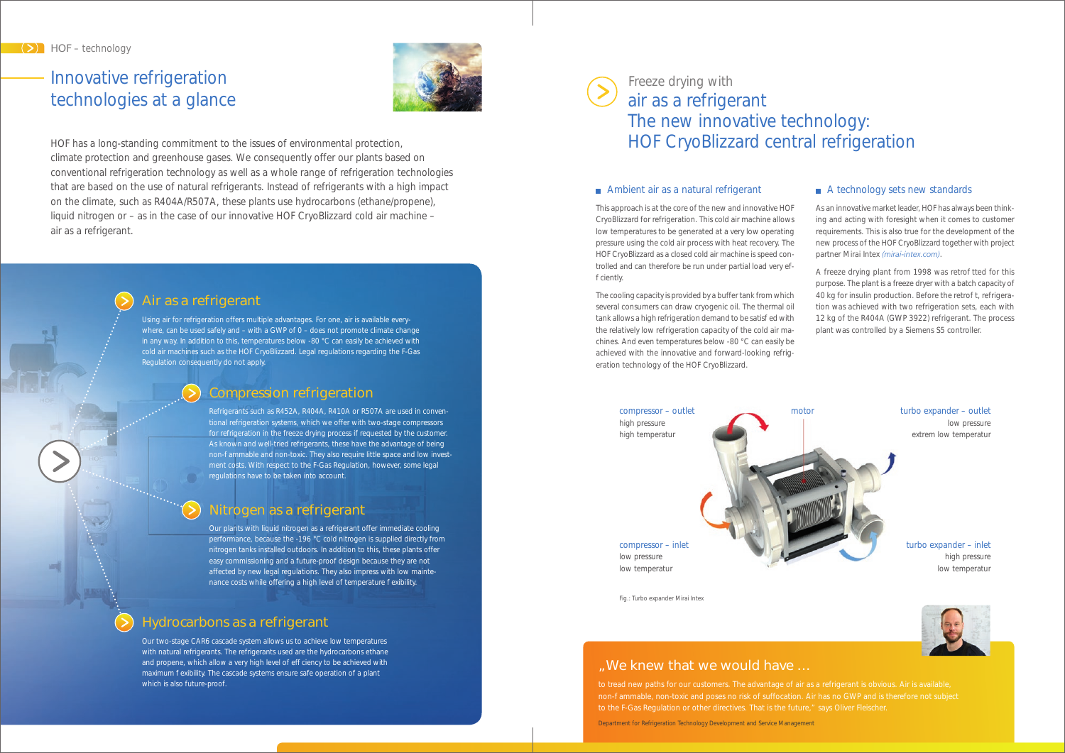HOF – technology

# Innovative refrigeration technologies at a glance

HOF has a long-standing commitment to the issues of environmental protection, climate protection and greenhouse gases. We consequently offer our plants based on conventional refrigeration technology as well as a whole range of refrigeration technologies that are based on the use of natural refrigerants. Instead of refrigerants with a high impact on the climate, such as R404A/R507A, these plants use hydrocarbons (ethane/propene), liquid nitrogen or – as in the case of our innovative HOF CryoBlizzard cold air machine – air as a refrigerant.

## Air as a refrigerant

Using air for refrigeration offers multiple advantages. For one, air is available everywhere, can be used safely and – with a GWP of 0 – does not promote climate change in any way. In addition to this, temperatures below -80 °C can easily be achieved with cold air machines such as the HOF CryoBlizzard. Legal regulations regarding the F-Gas Regulation consequently do not apply.

## Compression refrigeration

Refrigerants such as R452A, R404A, R410A or R507A are used in conventional refrigeration systems, which we offer with two-stage compressors for refrigeration in the freeze drying process if requested by the customer. As known and well-tried refrigerants, these have the advantage of being non-flammable and non-toxic. They also require little space and low investment costs. With respect to the F-Gas Regulation, however, some legal regulations have to be taken into account.

## Nitrogen as a refrigerant

Our plants with liquid nitrogen as a refrigerant offer immediate cooling performance, because the -196 °C cold nitrogen is supplied directly from nitrogen tanks installed outdoors. In addition to this, these plants offer easy commissioning and a future-proof design because they are not affected by new legal regulations. They also impress with low maintenance costs while offering a high level of temperature flexibility.

## Hydrocarbons as a refrigerant

Our two-stage CAR6 cascade system allows us to achieve low temperatures with natural refrigerants. The refrigerants used are the hydrocarbons ethane and propene, which allow a very high level of efficiency to be achieved with maximum flexibility. The cascade systems ensure safe operation of a plant which is also future-proof.

# Freeze drying with air as a refrigerant The new innovative technology: HOF CryoBlizzard central refrigeration

### Ambient air as a natural refrigerant

This approach is at the core of the new and innovative HOF CryoBlizzard for refrigeration. This cold air machine allows low temperatures to be generated at a very low operating pressure using the cold air process with heat recovery. The HOF CryoBlizzard as a closed cold air machine is speed controlled and can therefore be run under partial load very efficiently.

The cooling capacity is provided by a buffer tank from which several consumers can draw cryogenic oil. The thermal oil tank allows a high refrigeration demand to be satisfied with the relatively low refrigeration capacity of the cold air machines. And even temperatures below -80 °C can easily be achieved with the innovative and forward-looking refrigeration technology of the HOF CryoBlizzard.

### A technology sets new standards

As an innovative market leader, HOF has always been thinking and acting with foresight when it comes to customer requirements. This is also true for the development of the new process of the HOF CryoBlizzard together with project partner Mirai Intex *(mirai-intex.com)*.

A freeze drying plant from 1998 was retrofitted for this purpose. The plant is a freeze dryer with a batch capacity of 40 kg for insulin production. Before the retrofit, refrigeration was achieved with two refrigeration sets, each with 12 kg of the R404A (GWP 3922) refrigerant. The process plant was controlled by a Siemens S5 controller.

compressor – outlet
high pressure
high temperatur

motor

turbo expander – outlet
low pressure
extrem low temperatur

compressor – inlet
low pressure
low temperatur

turbo expander – inlet
high pressure
low temperatur

Fig.: Turbo expander Mirai Intex

## „We knew that we would have ...

to tread new paths for our customers. The advantage of air as a refrigerant is obvious. Air is available, non-flammable, non-toxic and poses no risk of suffocation. Air has no GWP and is therefore not subject to the F-Gas Regulation or other directives. That is the future," says Oliver Fleischer.

Department for Refrigeration Technology Development and Service Management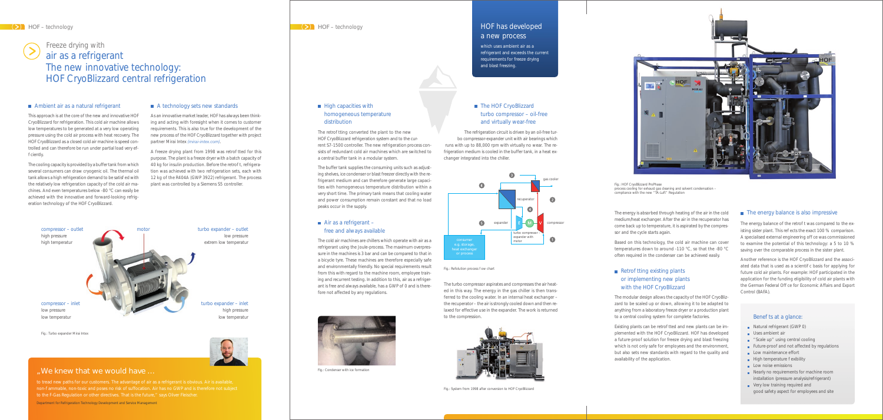# Freeze drying with air as a refrigerant

## The new innovative technology: HOF CryoBlizzard central refrigeration

### Ambient air as a natural refrigerant

This approach is at the core of the new and innovative HOF CryoBlizzard for refrigeration. This cold air machine allows low temperatures to be generated at a very low operating pressure using the cold air process with heat recovery. The HOF CryoBlizzard as a closed cold air machine is speed controlled and can therefore be run under partial load very efficiently.

The cooling capacity is provided by a buffer tank from which several consumers can draw cryogenic oil. The thermal oil tank allows a high refrigeration demand to be satisfied with the relatively low refrigeration capacity of the cold air machines. And even temperatures below -80 °C can easily be achieved with the innovative and forward-looking refrigeration technology of the HOF CryoBlizzard.

### A technology sets new standards

As an innovative market leader, HOF has always been thinking and acting with foresight when it comes to customer requirements. This is also true for the development of the new process of the HOF CryoBlizzard together with project partner Mirai Intex (mirai-intex.com).

A freeze drying plant from 1998 was retrofitted for this purpose. The plant is a freeze dryer with a batch capacity of 40 kg for insulin production. Before the retrofit, refrigeration was achieved with two refrigeration sets, each with 12 kg of the R404A (GWP 3922) refrigerant. The process plant was controlled by a Siemens S5 controller.

compressor – outlet
high pressure
high temperatur

motor

turbo expander – outlet
low pressure
extrem low temperatur

compressor – inlet
low pressure
low temperatur

turbo expander – inlet
high pressure
low temperatur

Fig.: Turbo expander Mirai Intex

## „We knew that we would have ...

to tread new paths for our customers. The advantage of air as a refrigerant is obvious. Air is available, non-flammable, non-toxic and poses no risk of suffocation. Air has no GWP and is therefore not subject to the F-Gas Regulation or other directives. That is the future," says Oliver Fleischer.

Department for Refrigeration Technology Development and Service Management

## HOF has developed a new process

which uses ambient air as a refrigerant and exceeds the current requirements for freeze drying and blast freezing.

### High capacities with homogeneous temperature distribution

The retrofitting converted the plant to the new HOF CryoBlizzard refrigeration system and to the current S7-1500 controller. The new refrigeration process consists of redundant cold air machines which are switched to a central buffer tank in a modular system.

The buffer tank supplies the consuming units such as adjusting shelves, ice condenser or blast freezer directly with the refrigerant medium and can therefore generate large capacities with homogeneous temperature distribution within a very short time. The primary tank means that cooling water and power consumption remain constant and that no load peaks occur in the supply.

### Air as a refrigerant – free and always available

The cold air machines are chillers which operate with air as a refrigerant using the Joule-process. The maximum overpressure in the machines is 3 bar and can be compared to that in a bicycle tyre. These machines are therefore especially safe and environmentally friendly. No special requirements result from this with regard to the machine room, employee training and recurrent testing. In addition to this, air as a refrigerant is free and always available, has a GWP of 0 and is therefore not affected by any regulations.

Fig.: Condenser with ice formation

### The HOF CryoBlizzard turbo compressor – oil-free and virtually wear-free

The refrigeration circuit is driven by an oil-free turbo compressor-expander unit with air bearings which runs with up to 88,000 rpm with virtually no wear. The refrigeration medium is cooled in the buffer tank, in a heat exchanger integrated into the chiller.

gas cooler, recuperator, expander, compressor, turbo compressor-expander with motor, consumer e.g. storage, heat exchanger or process

Fig.: Refolution process flow chart

The turbo compressor aspirates and compresses the air heated in this way. The energy in the gas chiller is then transferred to the cooling water. In an internal heat exchanger – the recuperator – the air is strongly cooled down and then relaxed for effective use in the expander. The work is returned to the compression.

Fig.: System from 1998 after conversion to HOF CryoBlizzard

Fig.: HOF CryoBlizzard ProPhase process cooling for exhaust gas cleaning and solvent condensation – compliance with the new "TA-Luft" Regulation

The energy is absorbed through heating of the air in the cold medium/heat exchanger. After the air in the recuperator has come back up to temperature, it is aspirated by the compressor and the cycle starts again.

Based on this technology, the cold air machine can cover temperatures down to around -110 °C, so that the -80 °C often required in the condenser can be achieved easily.

### Retrofitting existing plants or implementing new plants with the HOF CryoBlizzard

The modular design allows the capacity of the HOF CryoBlizzard to be scaled up or down, allowing it to be adapted to anything from a laboratory freeze dryer or a production plant to a central cooling system for complete factories.

Existing plants can be retrofitted and new plants can be implemented with the HOF CryoBlizzard. HOF has developed a future-proof solution for freeze drying and blast freezing which is not only safe for employees and the environment, but also sets new standards with regard to the quality and availability of the application.

### The energy balance is also impressive

The energy balance of the retrofit was compared to the existing sister plant. This reflects the exact 100 % comparison. A specialised external engineering office was commissioned to examine the potential of this technology: a 5 to 10 % saving over the comparable process in the sister plant.

Another reference is the HOF CryoBlizzard and the associated data that is used as a scientific basis for applying for future cold air plants. For example: HOF participated in the application for the funding eligibility of cold air plants with the German Federal Office for Economic Affairs and Export Control (BAFA).

### Benefits at a glance:

- Natural refrigerant (GWP 0)
- Uses ambient air
- "Scale up" using central cooling
- Future-proof and not affected by regulations
- Low maintenance effort
- High temperature flexibility
- Low noise emissions
- Nearly no requirements for machine room installation (pressure analysis/refrigerant)
- Very low training required and good safety aspect for employees and site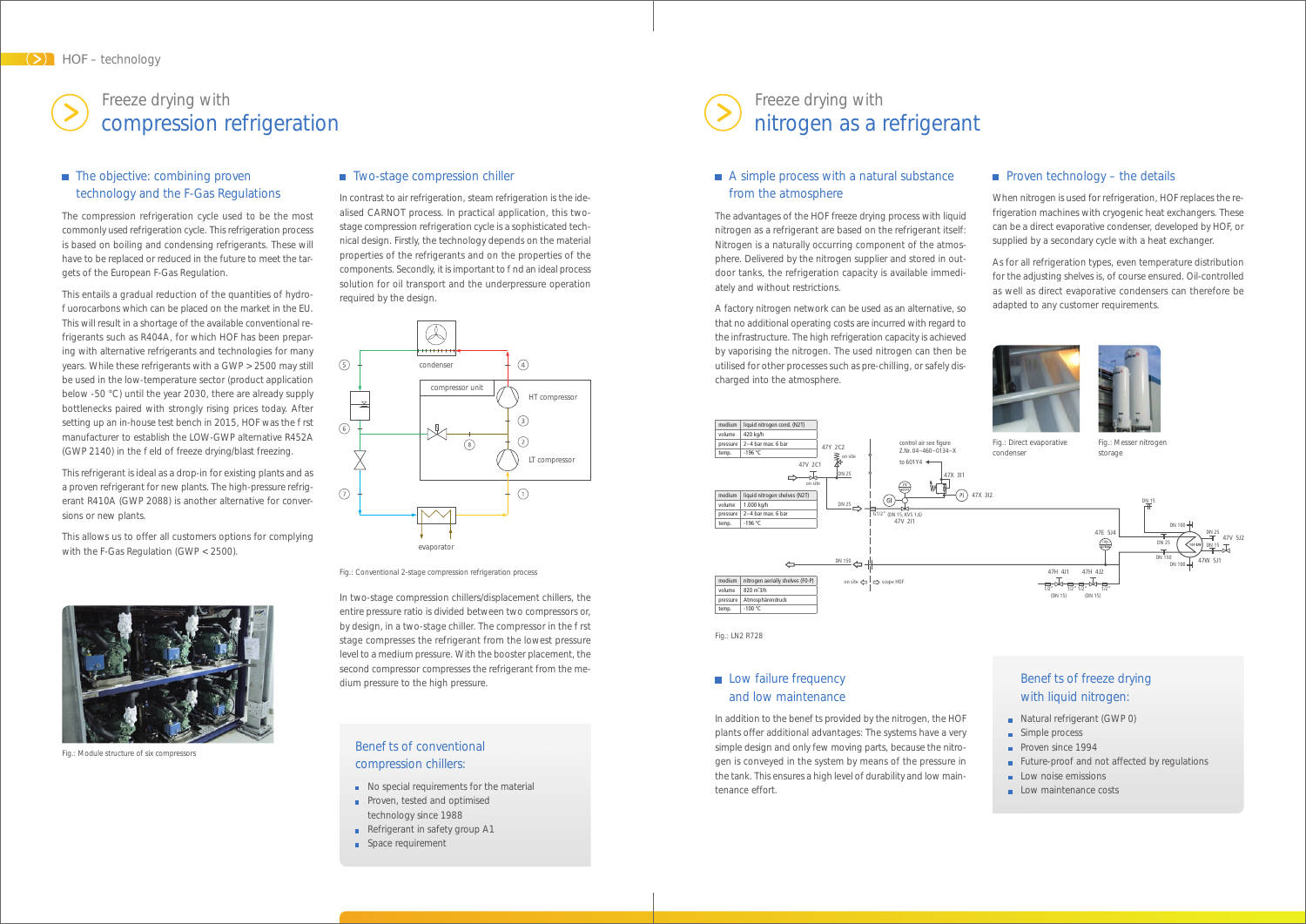# Freeze drying with compression refrigeration

## The objective: combining proven technology and the F-Gas Regulations

The compression refrigeration cycle used to be the most commonly used refrigeration cycle. This refrigeration process is based on boiling and condensing refrigerants. These will have to be replaced or reduced in the future to meet the targets of the European F-Gas Regulation.

This entails a gradual reduction of the quantities of hydrofluorocarbons which can be placed on the market in the EU. This will result in a shortage of the available conventional refrigerants such as R404A, for which HOF has been preparing with alternative refrigerants and technologies for many years. While these refrigerants with a GWP > 2500 may still be used in the low-temperature sector (product application below -50 °C) until the year 2030, there are already supply bottlenecks paired with strongly rising prices today. After setting up an in-house test bench in 2015, HOF was the first manufacturer to establish the LOW-GWP alternative R452A (GWP 2140) in the field of freeze drying/blast freezing.

This refrigerant is ideal as a drop-in for existing plants and as a proven refrigerant for new plants. The high-pressure refrigerant R410A (GWP 2088) is another alternative for conversions or new plants.

This allows us to offer all customers options for complying with the F-Gas Regulation (GWP < 2500).

Fig.: Module structure of six compressors

## Two-stage compression chiller

In contrast to air refrigeration, steam refrigeration is the idealised CARNOT process. In practical application, this two-stage compression refrigeration cycle is a sophisticated technical design. Firstly, the technology depends on the material properties of the refrigerants and on the properties of the components. Secondly, it is important to find an ideal process solution for oil transport and the underpressure operation required by the design.

Fig.: Conventional 2-stage compression refrigeration process

In two-stage compression chillers/displacement chillers, the entire pressure ratio is divided between two compressors or, by design, in a two-stage chiller. The compressor in the first stage compresses the refrigerant from the lowest pressure level to a medium pressure. With the booster placement, the second compressor compresses the refrigerant from the medium pressure to the high pressure.

### Benefits of conventional compression chillers:

- No special requirements for the material
- Proven, tested and optimised technology since 1988
- Refrigerant in safety group A1
- Space requirement

# Freeze drying with nitrogen as a refrigerant

## A simple process with a natural substance from the atmosphere

The advantages of the HOF freeze drying process with liquid nitrogen as a refrigerant are based on the refrigerant itself: Nitrogen is a naturally occurring component of the atmosphere. Delivered by the nitrogen supplier and stored in outdoor tanks, the refrigeration capacity is available immediately and without restrictions.

A factory nitrogen network can be used as an alternative, so that no additional operating costs are incurred with regard to the infrastructure. The high refrigeration capacity is achieved by vaporising the nitrogen. The used nitrogen can then be utilised for other processes such as pre-chilling, or safely discharged into the atmosphere.

| medium | liquid nitrogen cond. (N2T) |
|---|---|
| volume | 420 kg/h |
| pressure | 2–4 bar max. 6 bar |
| temp. | -196 °C |

| medium | liquid nitrogen shelves (N2T) |
|---|---|
| volume | 1.000 kg/h |
| pressure | 2–4 bar max. 6 bar |
| temp. | -196 °C |

| medium | nitrogen aerially shelves (F0-P) |
|---|---|
| volume | 820 m³/h |
| pressure | Atmosphärendruck |
| temp. | -100 °C |

Fig.: LN2 R728

## Low failure frequency and low maintenance

In addition to the benefits provided by the nitrogen, the HOF plants offer additional advantages: The systems have a very simple design and only few moving parts, because the nitrogen is conveyed in the system by means of the pressure in the tank. This ensures a high level of durability and low maintenance effort.

## Proven technology – the details

When nitrogen is used for refrigeration, HOF replaces the refrigeration machines with cryogenic heat exchangers. These can be a direct evaporative condenser, developed by HOF, or supplied by a secondary cycle with a heat exchanger.

As for all refrigeration types, even temperature distribution for the adjusting shelves is, of course ensured. Oil-controlled as well as direct evaporative condensers can therefore be adapted to any customer requirements.

Fig.: Direct evaporative condenser

Fig.: Messer nitrogen storage

### Benefits of freeze drying with liquid nitrogen:

- Natural refrigerant (GWP 0)
- Simple process
- Proven since 1994
- Future-proof and not affected by regulations
- Low noise emissions
- Low maintenance costs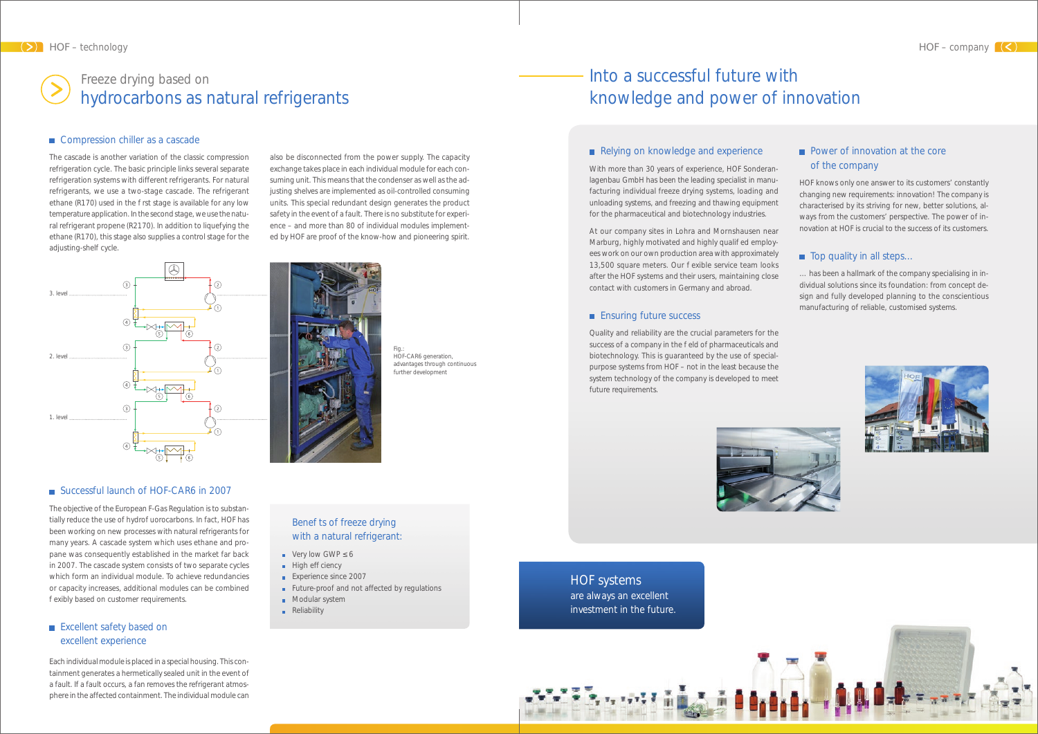# Freeze drying based on hydrocarbons as natural refrigerants

## Compression chiller as a cascade

The cascade is another variation of the classic compression refrigeration cycle. The basic principle links several separate refrigeration systems with different refrigerants. For natural refrigerants, we use a two-stage cascade. The refrigerant ethane (R170) used in the f rst stage is available for any low temperature application. In the second stage, we use the natural refrigerant propene (R2170). In addition to liquefying the ethane (R170), this stage also supplies a control stage for the adjusting-shelf cycle.

also be disconnected from the power supply. The capacity exchange takes place in each individual module for each consuming unit. This means that the condenser as well as the adjusting shelves are implemented as oil-controlled consuming units. This special redundant design generates the product safety in the event of a fault. There is no substitute for experience – and more than 80 of individual modules implemented by HOF are proof of the know-how and pioneering spirit.

3. level

2. level

1. level

Fig.: HOF-CAR6 generation, advantages through continuous further development

## Successful launch of HOF-CAR6 in 2007

The objective of the European F-Gas Regulation is to substantially reduce the use of hydrof uorocarbons. In fact, HOF has been working on new processes with natural refrigerants for many years. A cascade system which uses ethane and propane was consequently established in the market far back in 2007. The cascade system consists of two separate cycles which form an individual module. To achieve redundancies or capacity increases, additional modules can be combined f exibly based on customer requirements.

## Excellent safety based on excellent experience

Each individual module is placed in a special housing. This containment generates a hermetically sealed unit in the event of a fault. If a fault occurs, a fan removes the refrigerant atmosphere in the affected containment. The individual module can

### Benef ts of freeze drying with a natural refrigerant:

- Very low GWP ≤ 6
- High eff ciency
- Experience since 2007
- Future-proof and not affected by regulations
- Modular system
- Reliability

# Into a successful future with knowledge and power of innovation

## Relying on knowledge and experience

With more than 30 years of experience, HOF Sonderanlagenbau GmbH has been the leading specialist in manufacturing individual freeze drying systems, loading and unloading systems, and freezing and thawing equipment for the pharmaceutical and biotechnology industries.

At our company sites in Lohra and Mornshausen near Marburg, highly motivated and highly qualif ed employees work on our own production area with approximately 13,500 square meters. Our f exible service team looks after the HOF systems and their users, maintaining close contact with customers in Germany and abroad.

## Ensuring future success

Quality and reliability are the crucial parameters for the success of a company in the f eld of pharmaceuticals and biotechnology. This is guaranteed by the use of special-purpose systems from HOF – not in the least because the system technology of the company is developed to meet future requirements.

## Power of innovation at the core of the company

HOF knows only one answer to its customers' constantly changing new requirements: innovation! The company is characterised by its striving for new, better solutions, always from the customers' perspective. The power of innovation at HOF is crucial to the success of its customers.

## Top quality in all steps...

... has been a hallmark of the company specialising in individual solutions since its foundation: from concept design and fully developed planning to the conscientious manufacturing of reliable, customised systems.

**HOF systems** are always an excellent investment in the future.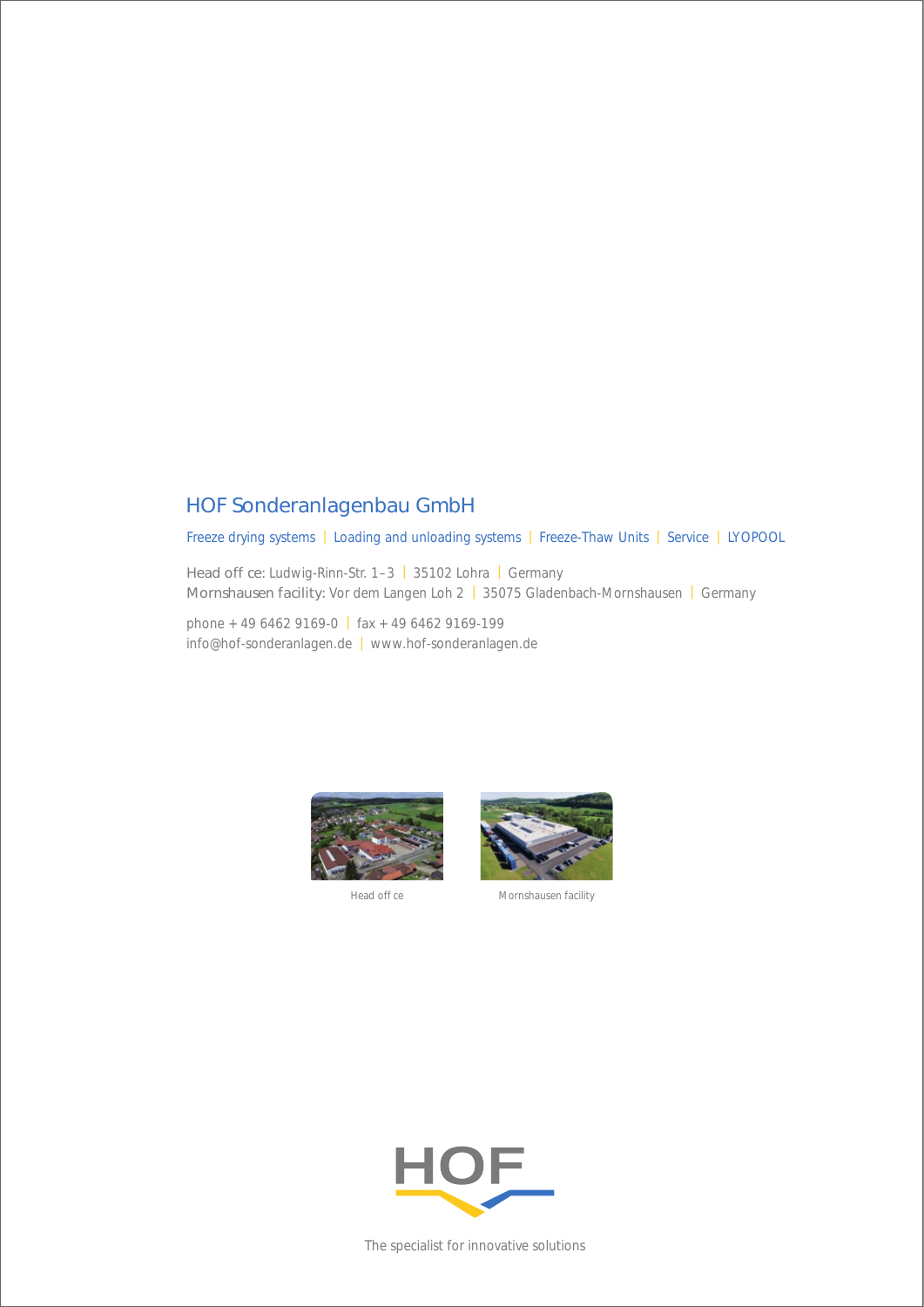## HOF Sonderanlagenbau GmbH

Freeze drying systems | Loading and unloading systems | Freeze-Thaw Units | Service | LYOPOOL

Head off ce: Ludwig-Rinn-Str. 1–3 | 35102 Lohra | Germany
Mornshausen facility: Vor dem Langen Loh 2 | 35075 Gladenbach-Mornshausen | Germany

phone + 49 6462 9169-0 | fax + 49 6462 9169-199
info@hof-sonderanlagen.de | www.hof-sonderanlagen.de

Head off ce

Mornshausen facility

HOF

The specialist for innovative solutions